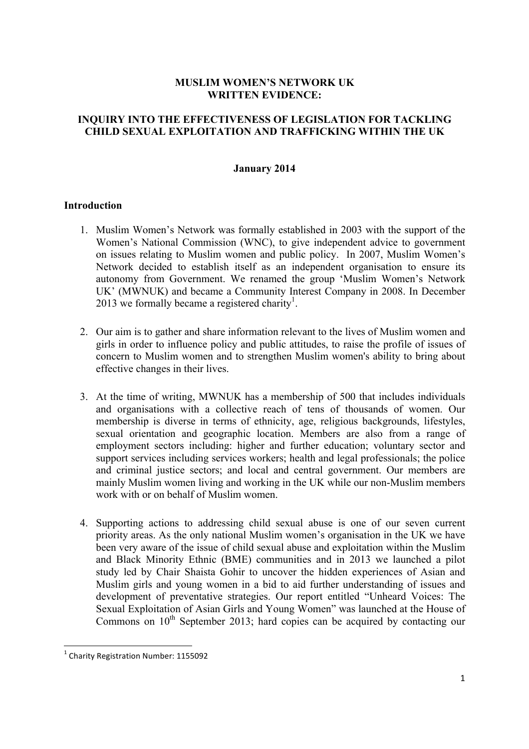**MUSLIM WOMEN'S NETWORK UK**
**WRITTEN EVIDENCE:**

**INQUIRY INTO THE EFFECTIVENESS OF LEGISLATION FOR TACKLING CHILD SEXUAL EXPLOITATION AND TRAFFICKING WITHIN THE UK**

**January 2014**

## Introduction

1. Muslim Women's Network was formally established in 2003 with the support of the Women's National Commission (WNC), to give independent advice to government on issues relating to Muslim women and public policy. In 2007, Muslim Women's Network decided to establish itself as an independent organisation to ensure its autonomy from Government. We renamed the group 'Muslim Women's Network UK' (MWNUK) and became a Community Interest Company in 2008. In December 2013 we formally became a registered charity[1].

2. Our aim is to gather and share information relevant to the lives of Muslim women and girls in order to influence policy and public attitudes, to raise the profile of issues of concern to Muslim women and to strengthen Muslim women's ability to bring about effective changes in their lives.

3. At the time of writing, MWNUK has a membership of 500 that includes individuals and organisations with a collective reach of tens of thousands of women. Our membership is diverse in terms of ethnicity, age, religious backgrounds, lifestyles, sexual orientation and geographic location. Members are also from a range of employment sectors including: higher and further education; voluntary sector and support services including services workers; health and legal professionals; the police and criminal justice sectors; and local and central government. Our members are mainly Muslim women living and working in the UK while our non-Muslim members work with or on behalf of Muslim women.

4. Supporting actions to addressing child sexual abuse is one of our seven current priority areas. As the only national Muslim women's organisation in the UK we have been very aware of the issue of child sexual abuse and exploitation within the Muslim and Black Minority Ethnic (BME) communities and in 2013 we launched a pilot study led by Chair Shaista Gohir to uncover the hidden experiences of Asian and Muslim girls and young women in a bid to aid further understanding of issues and development of preventative strategies. Our report entitled "Unheard Voices: The Sexual Exploitation of Asian Girls and Young Women" was launched at the House of Commons on 10th September 2013; hard copies can be acquired by contacting our

---

[1] Charity Registration Number: 1155092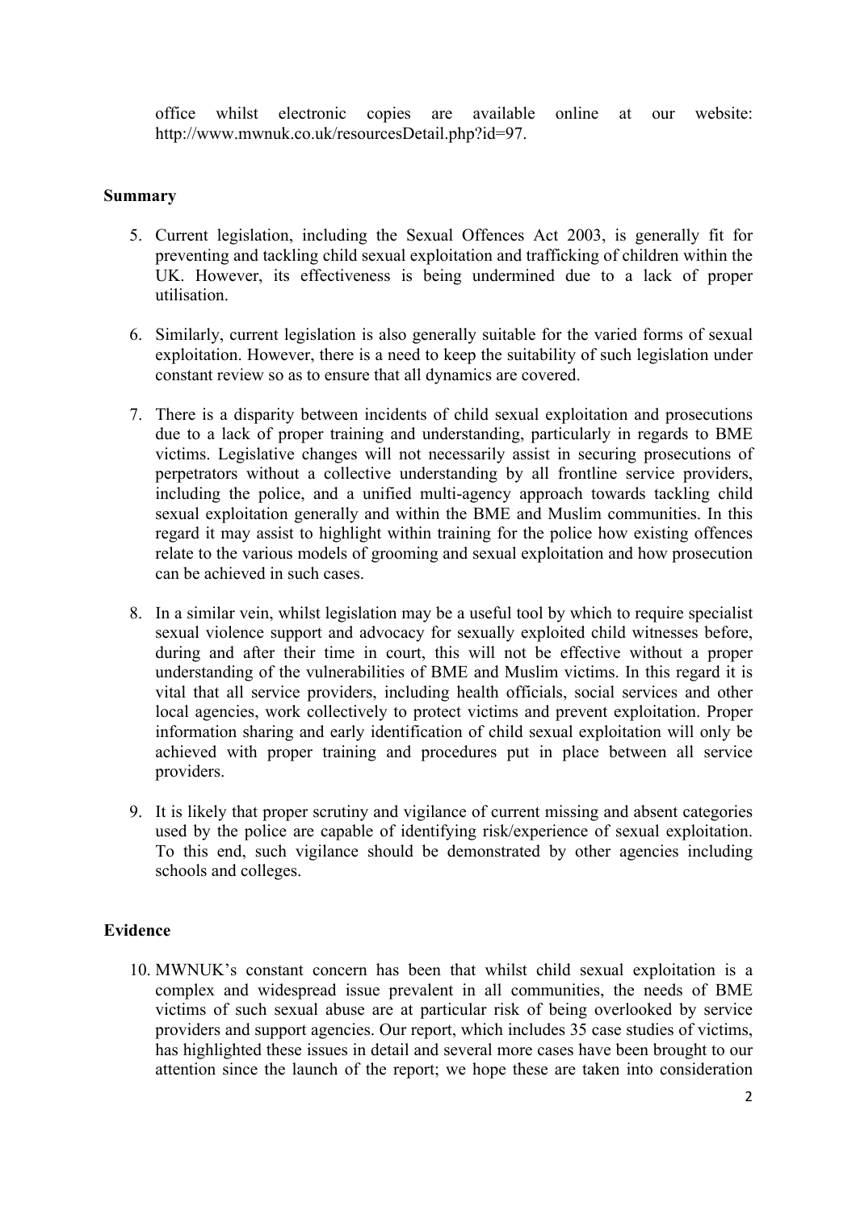office whilst electronic copies are available online at our website: http://www.mwnuk.co.uk/resourcesDetail.php?id=97.

**Summary**

5. Current legislation, including the Sexual Offences Act 2003, is generally fit for preventing and tackling child sexual exploitation and trafficking of children within the UK. However, its effectiveness is being undermined due to a lack of proper utilisation.

6. Similarly, current legislation is also generally suitable for the varied forms of sexual exploitation. However, there is a need to keep the suitability of such legislation under constant review so as to ensure that all dynamics are covered.

7. There is a disparity between incidents of child sexual exploitation and prosecutions due to a lack of proper training and understanding, particularly in regards to BME victims. Legislative changes will not necessarily assist in securing prosecutions of perpetrators without a collective understanding by all frontline service providers, including the police, and a unified multi-agency approach towards tackling child sexual exploitation generally and within the BME and Muslim communities. In this regard it may assist to highlight within training for the police how existing offences relate to the various models of grooming and sexual exploitation and how prosecution can be achieved in such cases.

8. In a similar vein, whilst legislation may be a useful tool by which to require specialist sexual violence support and advocacy for sexually exploited child witnesses before, during and after their time in court, this will not be effective without a proper understanding of the vulnerabilities of BME and Muslim victims. In this regard it is vital that all service providers, including health officials, social services and other local agencies, work collectively to protect victims and prevent exploitation. Proper information sharing and early identification of child sexual exploitation will only be achieved with proper training and procedures put in place between all service providers.

9. It is likely that proper scrutiny and vigilance of current missing and absent categories used by the police are capable of identifying risk/experience of sexual exploitation. To this end, such vigilance should be demonstrated by other agencies including schools and colleges.

**Evidence**

10. MWNUK's constant concern has been that whilst child sexual exploitation is a complex and widespread issue prevalent in all communities, the needs of BME victims of such sexual abuse are at particular risk of being overlooked by service providers and support agencies. Our report, which includes 35 case studies of victims, has highlighted these issues in detail and several more cases have been brought to our attention since the launch of the report; we hope these are taken into consideration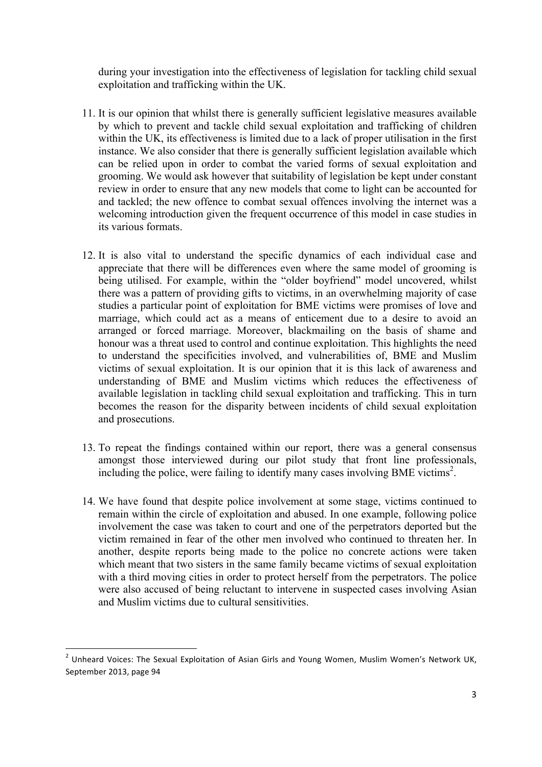during your investigation into the effectiveness of legislation for tackling child sexual exploitation and trafficking within the UK.

11. It is our opinion that whilst there is generally sufficient legislative measures available by which to prevent and tackle child sexual exploitation and trafficking of children within the UK, its effectiveness is limited due to a lack of proper utilisation in the first instance. We also consider that there is generally sufficient legislation available which can be relied upon in order to combat the varied forms of sexual exploitation and grooming. We would ask however that suitability of legislation be kept under constant review in order to ensure that any new models that come to light can be accounted for and tackled; the new offence to combat sexual offences involving the internet was a welcoming introduction given the frequent occurrence of this model in case studies in its various formats.

12. It is also vital to understand the specific dynamics of each individual case and appreciate that there will be differences even where the same model of grooming is being utilised. For example, within the "older boyfriend" model uncovered, whilst there was a pattern of providing gifts to victims, in an overwhelming majority of case studies a particular point of exploitation for BME victims were promises of love and marriage, which could act as a means of enticement due to a desire to avoid an arranged or forced marriage. Moreover, blackmailing on the basis of shame and honour was a threat used to control and continue exploitation. This highlights the need to understand the specificities involved, and vulnerabilities of, BME and Muslim victims of sexual exploitation. It is our opinion that it is this lack of awareness and understanding of BME and Muslim victims which reduces the effectiveness of available legislation in tackling child sexual exploitation and trafficking. This in turn becomes the reason for the disparity between incidents of child sexual exploitation and prosecutions.

13. To repeat the findings contained within our report, there was a general consensus amongst those interviewed during our pilot study that front line professionals, including the police, were failing to identify many cases involving BME victims[2].

14. We have found that despite police involvement at some stage, victims continued to remain within the circle of exploitation and abused. In one example, following police involvement the case was taken to court and one of the perpetrators deported but the victim remained in fear of the other men involved who continued to threaten her. In another, despite reports being made to the police no concrete actions were taken which meant that two sisters in the same family became victims of sexual exploitation with a third moving cities in order to protect herself from the perpetrators. The police were also accused of being reluctant to intervene in suspected cases involving Asian and Muslim victims due to cultural sensitivities.

[2] Unheard Voices: The Sexual Exploitation of Asian Girls and Young Women, Muslim Women's Network UK, September 2013, page 94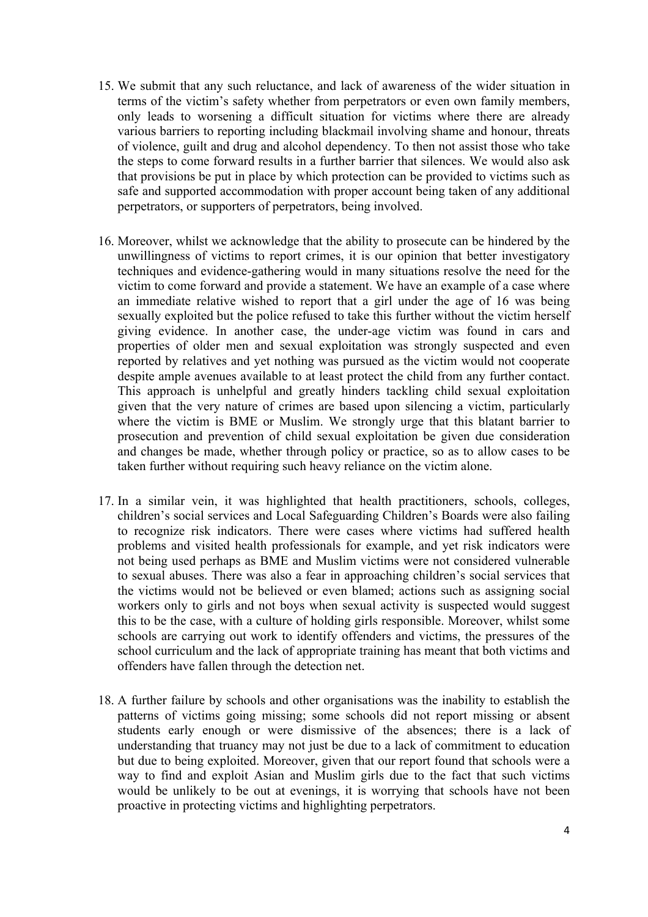15. We submit that any such reluctance, and lack of awareness of the wider situation in terms of the victim's safety whether from perpetrators or even own family members, only leads to worsening a difficult situation for victims where there are already various barriers to reporting including blackmail involving shame and honour, threats of violence, guilt and drug and alcohol dependency. To then not assist those who take the steps to come forward results in a further barrier that silences. We would also ask that provisions be put in place by which protection can be provided to victims such as safe and supported accommodation with proper account being taken of any additional perpetrators, or supporters of perpetrators, being involved.

16. Moreover, whilst we acknowledge that the ability to prosecute can be hindered by the unwillingness of victims to report crimes, it is our opinion that better investigatory techniques and evidence-gathering would in many situations resolve the need for the victim to come forward and provide a statement. We have an example of a case where an immediate relative wished to report that a girl under the age of 16 was being sexually exploited but the police refused to take this further without the victim herself giving evidence. In another case, the under-age victim was found in cars and properties of older men and sexual exploitation was strongly suspected and even reported by relatives and yet nothing was pursued as the victim would not cooperate despite ample avenues available to at least protect the child from any further contact. This approach is unhelpful and greatly hinders tackling child sexual exploitation given that the very nature of crimes are based upon silencing a victim, particularly where the victim is BME or Muslim. We strongly urge that this blatant barrier to prosecution and prevention of child sexual exploitation be given due consideration and changes be made, whether through policy or practice, so as to allow cases to be taken further without requiring such heavy reliance on the victim alone.

17. In a similar vein, it was highlighted that health practitioners, schools, colleges, children's social services and Local Safeguarding Children's Boards were also failing to recognize risk indicators. There were cases where victims had suffered health problems and visited health professionals for example, and yet risk indicators were not being used perhaps as BME and Muslim victims were not considered vulnerable to sexual abuses. There was also a fear in approaching children's social services that the victims would not be believed or even blamed; actions such as assigning social workers only to girls and not boys when sexual activity is suspected would suggest this to be the case, with a culture of holding girls responsible. Moreover, whilst some schools are carrying out work to identify offenders and victims, the pressures of the school curriculum and the lack of appropriate training has meant that both victims and offenders have fallen through the detection net.

18. A further failure by schools and other organisations was the inability to establish the patterns of victims going missing; some schools did not report missing or absent students early enough or were dismissive of the absences; there is a lack of understanding that truancy may not just be due to a lack of commitment to education but due to being exploited. Moreover, given that our report found that schools were a way to find and exploit Asian and Muslim girls due to the fact that such victims would be unlikely to be out at evenings, it is worrying that schools have not been proactive in protecting victims and highlighting perpetrators.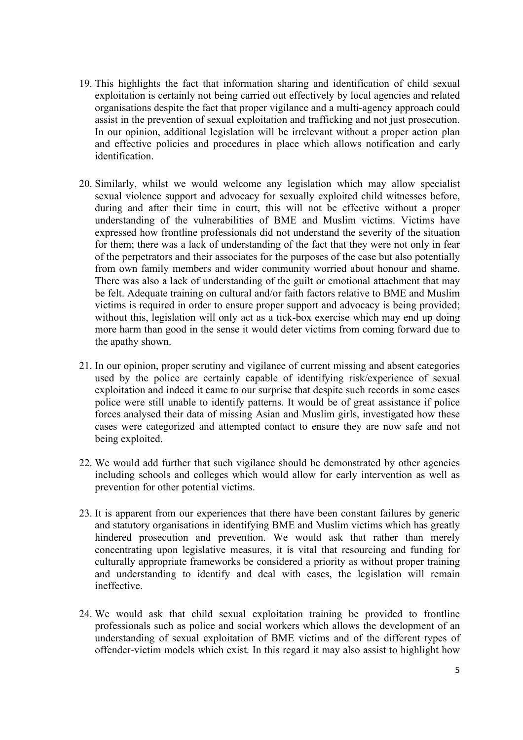19. This highlights the fact that information sharing and identification of child sexual exploitation is certainly not being carried out effectively by local agencies and related organisations despite the fact that proper vigilance and a multi-agency approach could assist in the prevention of sexual exploitation and trafficking and not just prosecution. In our opinion, additional legislation will be irrelevant without a proper action plan and effective policies and procedures in place which allows notification and early identification.

20. Similarly, whilst we would welcome any legislation which may allow specialist sexual violence support and advocacy for sexually exploited child witnesses before, during and after their time in court, this will not be effective without a proper understanding of the vulnerabilities of BME and Muslim victims. Victims have expressed how frontline professionals did not understand the severity of the situation for them; there was a lack of understanding of the fact that they were not only in fear of the perpetrators and their associates for the purposes of the case but also potentially from own family members and wider community worried about honour and shame. There was also a lack of understanding of the guilt or emotional attachment that may be felt. Adequate training on cultural and/or faith factors relative to BME and Muslim victims is required in order to ensure proper support and advocacy is being provided; without this, legislation will only act as a tick-box exercise which may end up doing more harm than good in the sense it would deter victims from coming forward due to the apathy shown.

21. In our opinion, proper scrutiny and vigilance of current missing and absent categories used by the police are certainly capable of identifying risk/experience of sexual exploitation and indeed it came to our surprise that despite such records in some cases police were still unable to identify patterns. It would be of great assistance if police forces analysed their data of missing Asian and Muslim girls, investigated how these cases were categorized and attempted contact to ensure they are now safe and not being exploited.

22. We would add further that such vigilance should be demonstrated by other agencies including schools and colleges which would allow for early intervention as well as prevention for other potential victims.

23. It is apparent from our experiences that there have been constant failures by generic and statutory organisations in identifying BME and Muslim victims which has greatly hindered prosecution and prevention. We would ask that rather than merely concentrating upon legislative measures, it is vital that resourcing and funding for culturally appropriate frameworks be considered a priority as without proper training and understanding to identify and deal with cases, the legislation will remain ineffective.

24. We would ask that child sexual exploitation training be provided to frontline professionals such as police and social workers which allows the development of an understanding of sexual exploitation of BME victims and of the different types of offender-victim models which exist. In this regard it may also assist to highlight how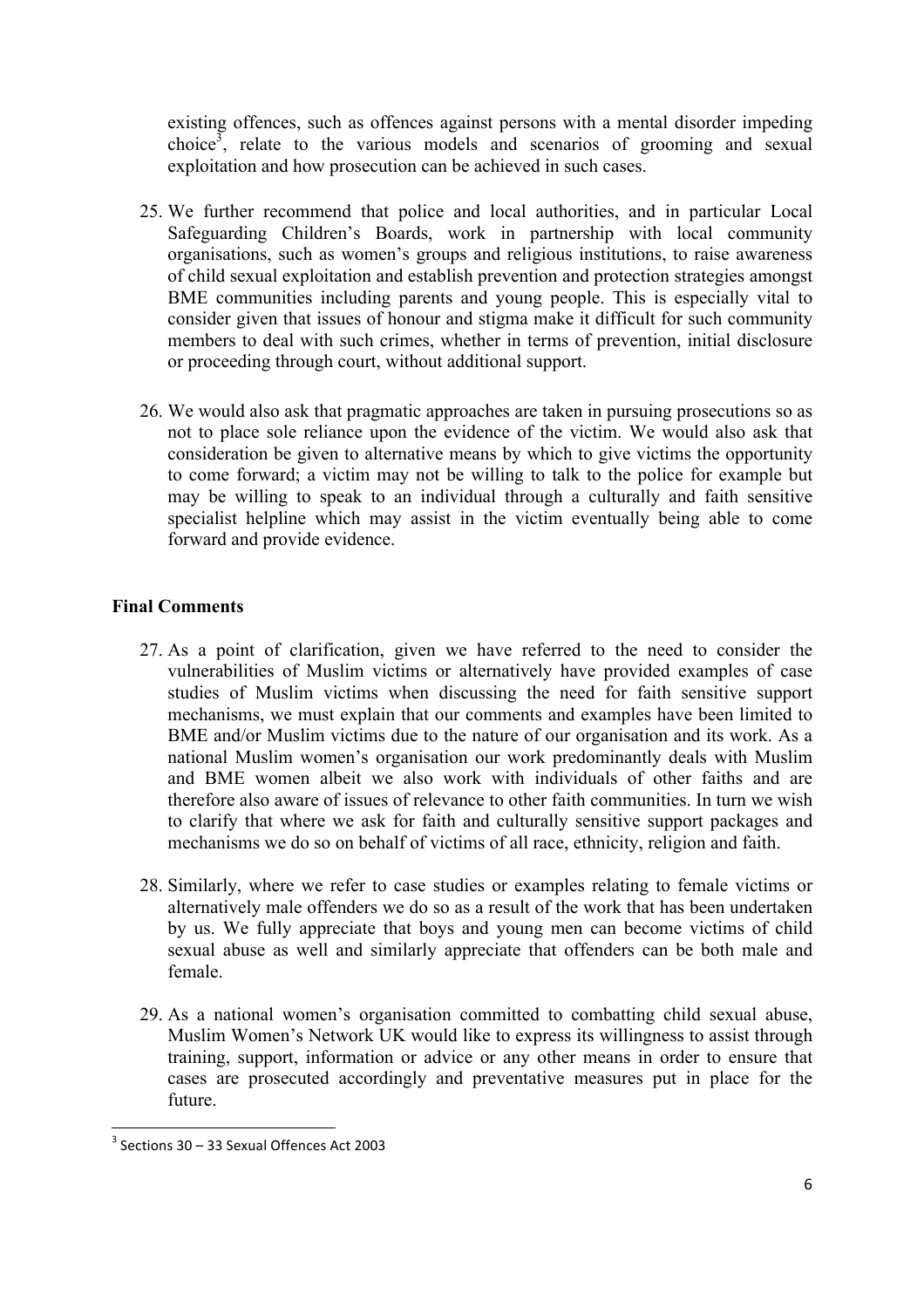existing offences, such as offences against persons with a mental disorder impeding choice[3], relate to the various models and scenarios of grooming and sexual exploitation and how prosecution can be achieved in such cases.

25. We further recommend that police and local authorities, and in particular Local Safeguarding Children's Boards, work in partnership with local community organisations, such as women's groups and religious institutions, to raise awareness of child sexual exploitation and establish prevention and protection strategies amongst BME communities including parents and young people. This is especially vital to consider given that issues of honour and stigma make it difficult for such community members to deal with such crimes, whether in terms of prevention, initial disclosure or proceeding through court, without additional support.

26. We would also ask that pragmatic approaches are taken in pursuing prosecutions so as not to place sole reliance upon the evidence of the victim. We would also ask that consideration be given to alternative means by which to give victims the opportunity to come forward; a victim may not be willing to talk to the police for example but may be willing to speak to an individual through a culturally and faith sensitive specialist helpline which may assist in the victim eventually being able to come forward and provide evidence.

**Final Comments**

27. As a point of clarification, given we have referred to the need to consider the vulnerabilities of Muslim victims or alternatively have provided examples of case studies of Muslim victims when discussing the need for faith sensitive support mechanisms, we must explain that our comments and examples have been limited to BME and/or Muslim victims due to the nature of our organisation and its work. As a national Muslim women's organisation our work predominantly deals with Muslim and BME women albeit we also work with individuals of other faiths and are therefore also aware of issues of relevance to other faith communities. In turn we wish to clarify that where we ask for faith and culturally sensitive support packages and mechanisms we do so on behalf of victims of all race, ethnicity, religion and faith.

28. Similarly, where we refer to case studies or examples relating to female victims or alternatively male offenders we do so as a result of the work that has been undertaken by us. We fully appreciate that boys and young men can become victims of child sexual abuse as well and similarly appreciate that offenders can be both male and female.

29. As a national women's organisation committed to combatting child sexual abuse, Muslim Women's Network UK would like to express its willingness to assist through training, support, information or advice or any other means in order to ensure that cases are prosecuted accordingly and preventative measures put in place for the future.

---

[3] Sections 30 – 33 Sexual Offences Act 2003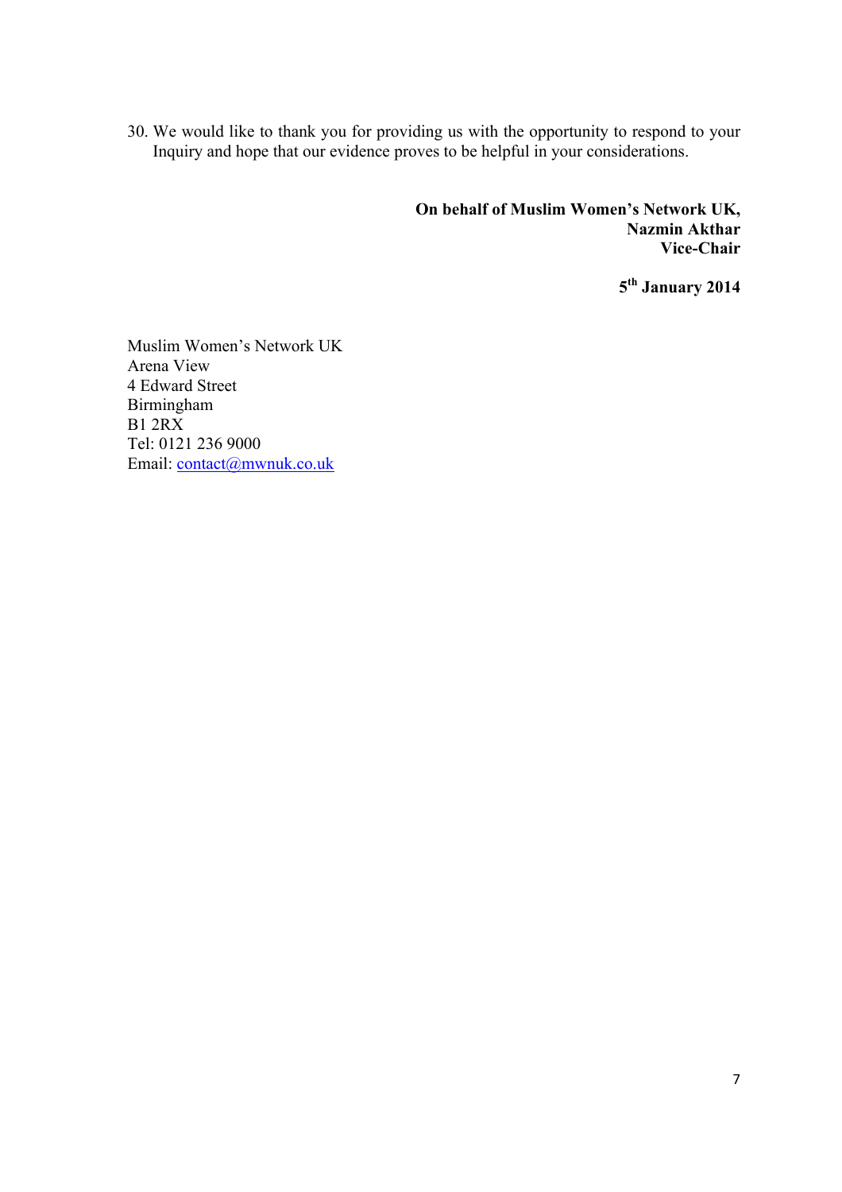30. We would like to thank you for providing us with the opportunity to respond to your Inquiry and hope that our evidence proves to be helpful in your considerations.

**On behalf of Muslim Women's Network UK,**
**Nazmin Akthar**
**Vice-Chair**

**5th January 2014**

Muslim Women's Network UK
Arena View
4 Edward Street
Birmingham
B1 2RX
Tel: 0121 236 9000
Email: contact@mwnuk.co.uk